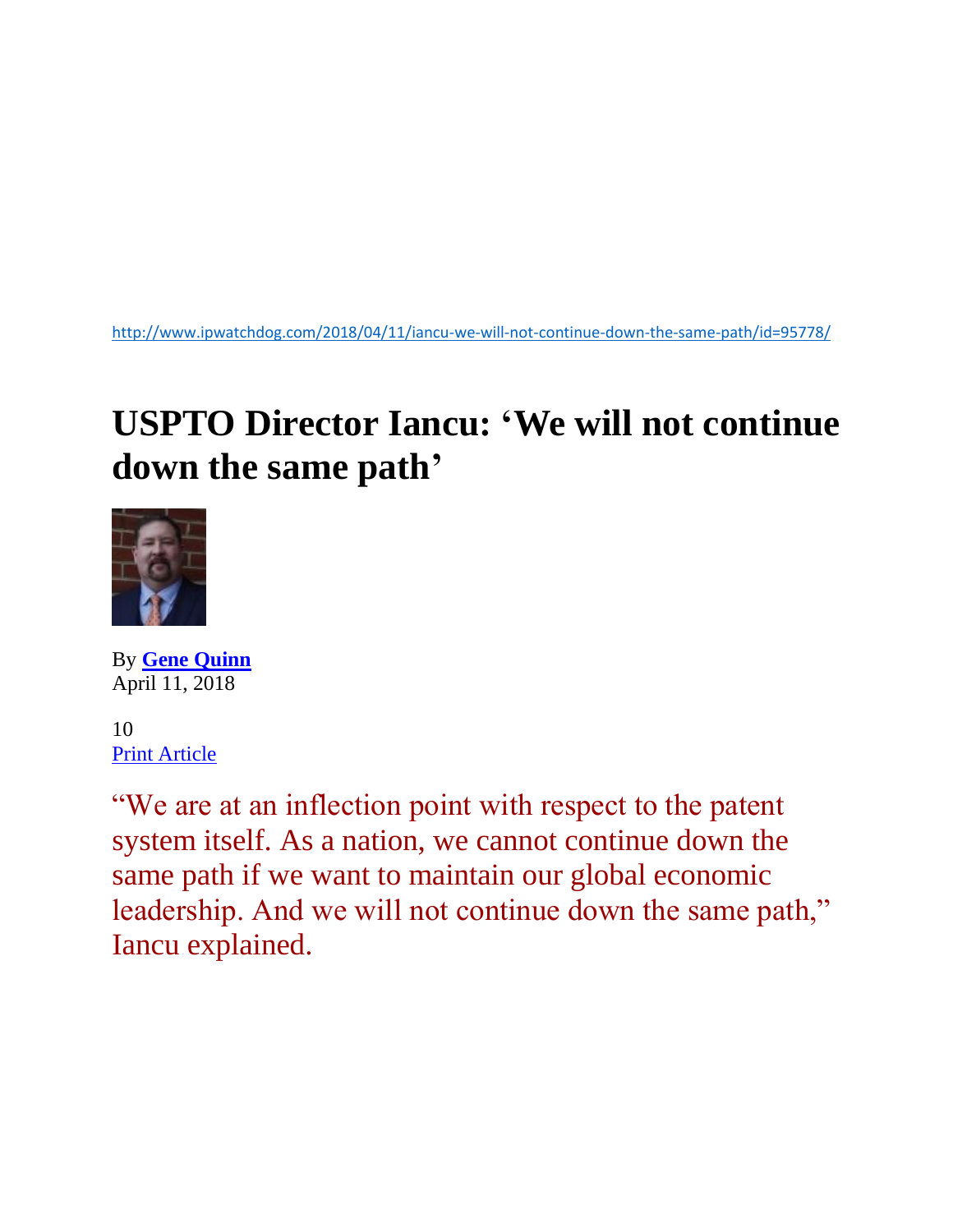http://www.ipwatchdog.com/2018/04/11/iancu-we-will-not-continue-down-the-same-path/id=95778/

# USPTO Director Iancu: 'We will not continue down the same path'

By **Gene Quinn**
April 11, 2018

10
Print Article

"We are at an inflection point with respect to the patent system itself. As a nation, we cannot continue down the same path if we want to maintain our global economic leadership. And we will not continue down the same path," Iancu explained.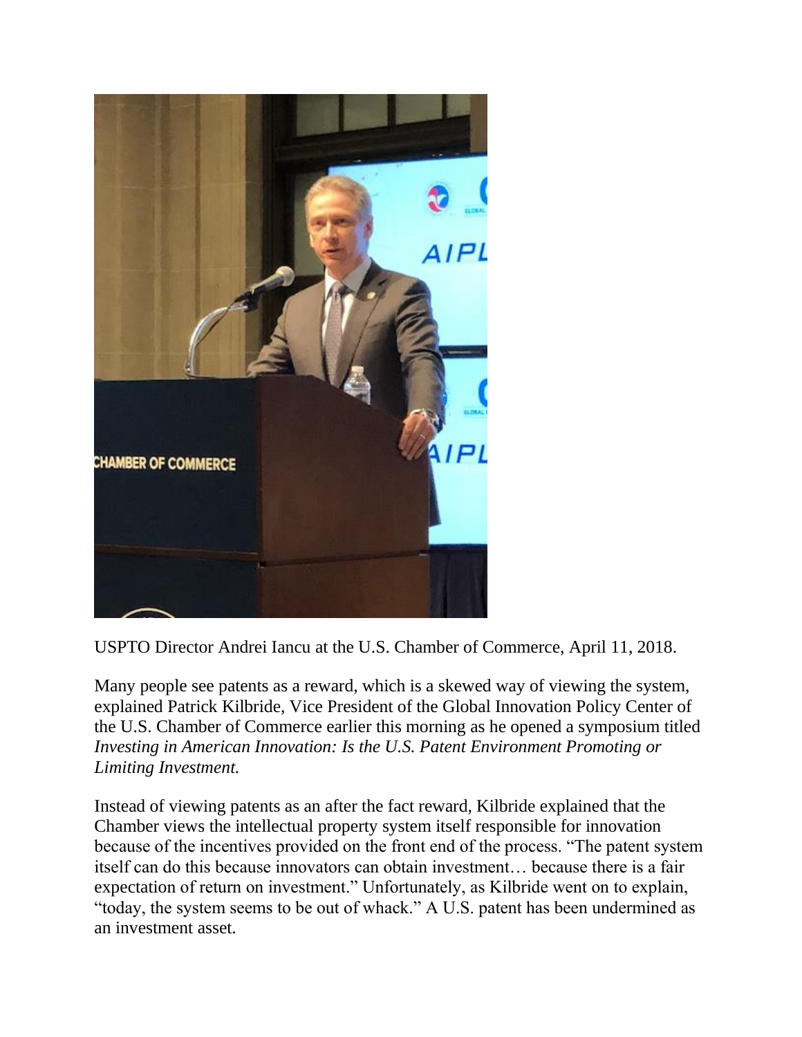USPTO Director Andrei Iancu at the U.S. Chamber of Commerce, April 11, 2018.

Many people see patents as a reward, which is a skewed way of viewing the system, explained Patrick Kilbride, Vice President of the Global Innovation Policy Center of the U.S. Chamber of Commerce earlier this morning as he opened a symposium titled *Investing in American Innovation: Is the U.S. Patent Environment Promoting or Limiting Investment.*

Instead of viewing patents as an after the fact reward, Kilbride explained that the Chamber views the intellectual property system itself responsible for innovation because of the incentives provided on the front end of the process. "The patent system itself can do this because innovators can obtain investment… because there is a fair expectation of return on investment." Unfortunately, as Kilbride went on to explain, "today, the system seems to be out of whack." A U.S. patent has been undermined as an investment asset.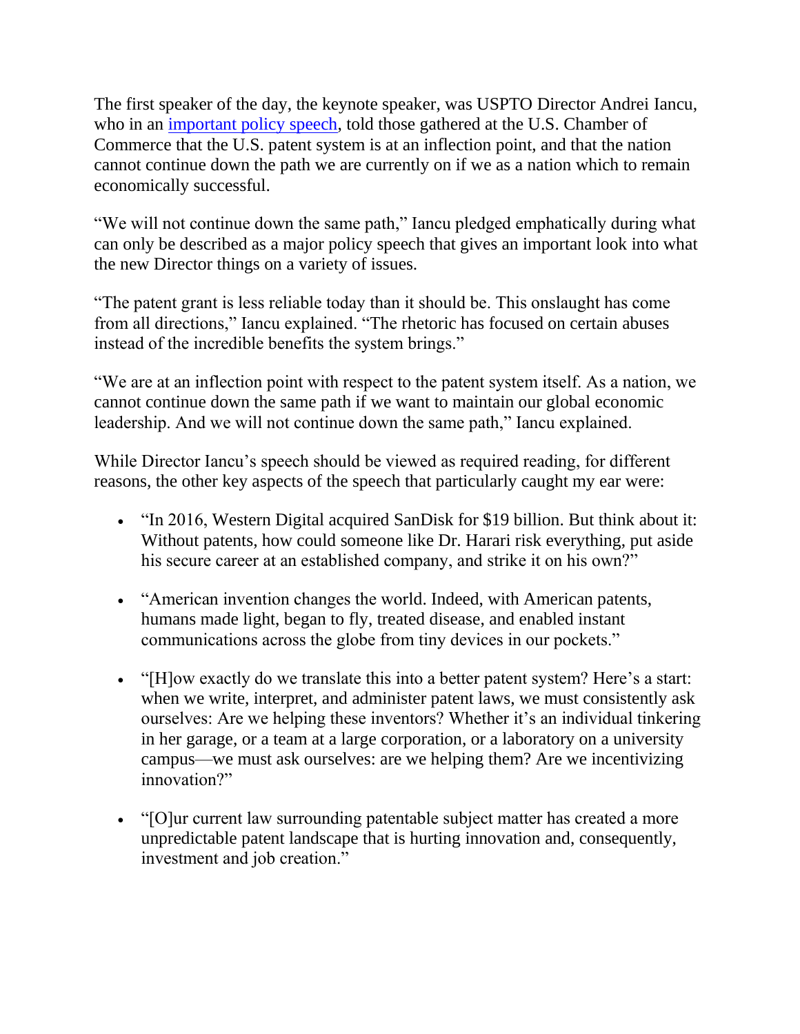The first speaker of the day, the keynote speaker, was USPTO Director Andrei Iancu, who in an [important policy speech](), told those gathered at the U.S. Chamber of Commerce that the U.S. patent system is at an inflection point, and that the nation cannot continue down the path we are currently on if we as a nation which to remain economically successful.

"We will not continue down the same path," Iancu pledged emphatically during what can only be described as a major policy speech that gives an important look into what the new Director things on a variety of issues.

"The patent grant is less reliable today than it should be. This onslaught has come from all directions," Iancu explained. "The rhetoric has focused on certain abuses instead of the incredible benefits the system brings."

"We are at an inflection point with respect to the patent system itself. As a nation, we cannot continue down the same path if we want to maintain our global economic leadership. And we will not continue down the same path," Iancu explained.

While Director Iancu's speech should be viewed as required reading, for different reasons, the other key aspects of the speech that particularly caught my ear were:

- "In 2016, Western Digital acquired SanDisk for $19 billion. But think about it: Without patents, how could someone like Dr. Harari risk everything, put aside his secure career at an established company, and strike it on his own?"
- "American invention changes the world. Indeed, with American patents, humans made light, began to fly, treated disease, and enabled instant communications across the globe from tiny devices in our pockets."
- "[H]ow exactly do we translate this into a better patent system? Here's a start: when we write, interpret, and administer patent laws, we must consistently ask ourselves: Are we helping these inventors? Whether it's an individual tinkering in her garage, or a team at a large corporation, or a laboratory on a university campus—we must ask ourselves: are we helping them? Are we incentivizing innovation?"
- "[O]ur current law surrounding patentable subject matter has created a more unpredictable patent landscape that is hurting innovation and, consequently, investment and job creation."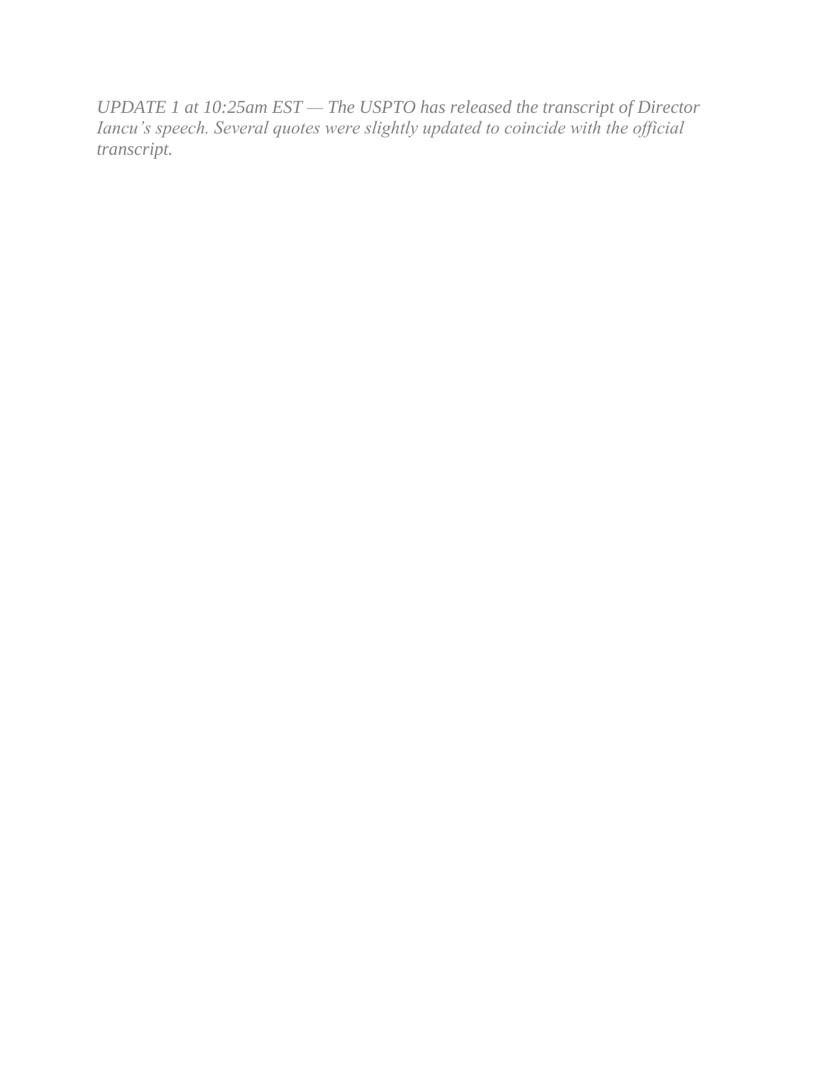*UPDATE 1 at 10:25am EST — The USPTO has released the transcript of Director Iancu's speech. Several quotes were slightly updated to coincide with the official transcript.*